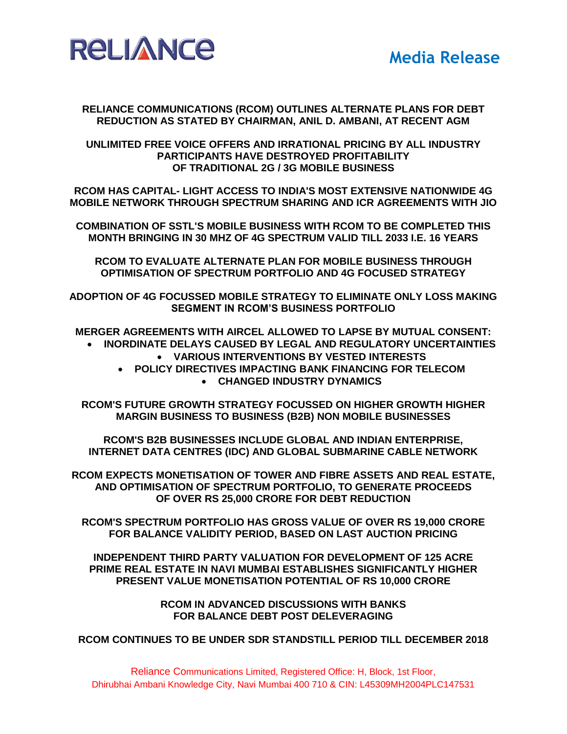**Media Release**

**RELIANCE COMMUNICATIONS (RCOM) OUTLINES ALTERNATE PLANS FOR DEBT REDUCTION AS STATED BY CHAIRMAN, ANIL D. AMBANI, AT RECENT AGM**

**UNLIMITED FREE VOICE OFFERS AND IRRATIONAL PRICING BY ALL INDUSTRY PARTICIPANTS HAVE DESTROYED PROFITABILITY OF TRADITIONAL 2G / 3G MOBILE BUSINESS**

**RCOM HAS CAPITAL- LIGHT ACCESS TO INDIA'S MOST EXTENSIVE NATIONWIDE 4G MOBILE NETWORK THROUGH SPECTRUM SHARING AND ICR AGREEMENTS WITH JIO**

**COMBINATION OF SSTL'S MOBILE BUSINESS WITH RCOM TO BE COMPLETED THIS MONTH BRINGING IN 30 MHZ OF 4G SPECTRUM VALID TILL 2033 I.E. 16 YEARS**

**RCOM TO EVALUATE ALTERNATE PLAN FOR MOBILE BUSINESS THROUGH OPTIMISATION OF SPECTRUM PORTFOLIO AND 4G FOCUSED STRATEGY**

**ADOPTION OF 4G FOCUSSED MOBILE STRATEGY TO ELIMINATE ONLY LOSS MAKING SEGMENT IN RCOM'S BUSINESS PORTFOLIO**

**MERGER AGREEMENTS WITH AIRCEL ALLOWED TO LAPSE BY MUTUAL CONSENT:**

- **INORDINATE DELAYS CAUSED BY LEGAL AND REGULATORY UNCERTAINTIES**
- **VARIOUS INTERVENTIONS BY VESTED INTERESTS**
- **POLICY DIRECTIVES IMPACTING BANK FINANCING FOR TELECOM**
- **CHANGED INDUSTRY DYNAMICS**

**RCOM'S FUTURE GROWTH STRATEGY FOCUSSED ON HIGHER GROWTH HIGHER MARGIN BUSINESS TO BUSINESS (B2B) NON MOBILE BUSINESSES**

**RCOM'S B2B BUSINESSES INCLUDE GLOBAL AND INDIAN ENTERPRISE, INTERNET DATA CENTRES (IDC) AND GLOBAL SUBMARINE CABLE NETWORK**

**RCOM EXPECTS MONETISATION OF TOWER AND FIBRE ASSETS AND REAL ESTATE, AND OPTIMISATION OF SPECTRUM PORTFOLIO, TO GENERATE PROCEEDS OF OVER RS 25,000 CRORE FOR DEBT REDUCTION**

**RCOM'S SPECTRUM PORTFOLIO HAS GROSS VALUE OF OVER RS 19,000 CRORE FOR BALANCE VALIDITY PERIOD, BASED ON LAST AUCTION PRICING**

**INDEPENDENT THIRD PARTY VALUATION FOR DEVELOPMENT OF 125 ACRE PRIME REAL ESTATE IN NAVI MUMBAI ESTABLISHES SIGNIFICANTLY HIGHER PRESENT VALUE MONETISATION POTENTIAL OF RS 10,000 CRORE**

**RCOM IN ADVANCED DISCUSSIONS WITH BANKS FOR BALANCE DEBT POST DELEVERAGING**

**RCOM CONTINUES TO BE UNDER SDR STANDSTILL PERIOD TILL DECEMBER 2018**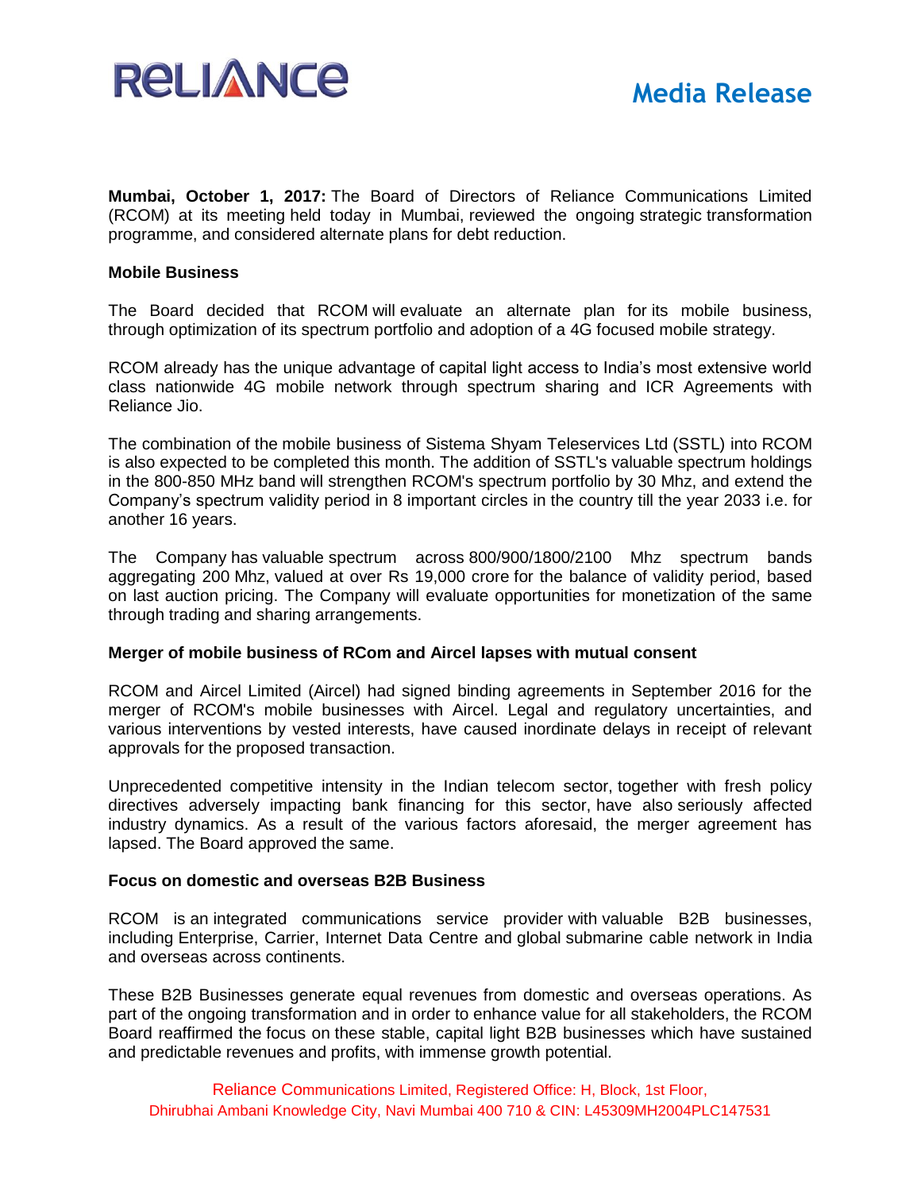**Mumbai, October 1, 2017:** The Board of Directors of Reliance Communications Limited (RCOM) at its meeting held today in Mumbai, reviewed the ongoing strategic transformation programme, and considered alternate plans for debt reduction.

**Mobile Business**

The Board decided that RCOM will evaluate an alternate plan for its mobile business, through optimization of its spectrum portfolio and adoption of a 4G focused mobile strategy.

RCOM already has the unique advantage of capital light access to India's most extensive world class nationwide 4G mobile network through spectrum sharing and ICR Agreements with Reliance Jio.

The combination of the mobile business of Sistema Shyam Teleservices Ltd (SSTL) into RCOM is also expected to be completed this month. The addition of SSTL's valuable spectrum holdings in the 800-850 MHz band will strengthen RCOM's spectrum portfolio by 30 Mhz, and extend the Company's spectrum validity period in 8 important circles in the country till the year 2033 i.e. for another 16 years.

The Company has valuable spectrum across 800/900/1800/2100 Mhz spectrum bands aggregating 200 Mhz, valued at over Rs 19,000 crore for the balance of validity period, based on last auction pricing. The Company will evaluate opportunities for monetization of the same through trading and sharing arrangements.

**Merger of mobile business of RCom and Aircel lapses with mutual consent**

RCOM and Aircel Limited (Aircel) had signed binding agreements in September 2016 for the merger of RCOM's mobile businesses with Aircel. Legal and regulatory uncertainties, and various interventions by vested interests, have caused inordinate delays in receipt of relevant approvals for the proposed transaction.

Unprecedented competitive intensity in the Indian telecom sector, together with fresh policy directives adversely impacting bank financing for this sector, have also seriously affected industry dynamics. As a result of the various factors aforesaid, the merger agreement has lapsed. The Board approved the same.

**Focus on domestic and overseas B2B Business**

RCOM is an integrated communications service provider with valuable B2B businesses, including Enterprise, Carrier, Internet Data Centre and global submarine cable network in India and overseas across continents.

These B2B Businesses generate equal revenues from domestic and overseas operations. As part of the ongoing transformation and in order to enhance value for all stakeholders, the RCOM Board reaffirmed the focus on these stable, capital light B2B businesses which have sustained and predictable revenues and profits, with immense growth potential.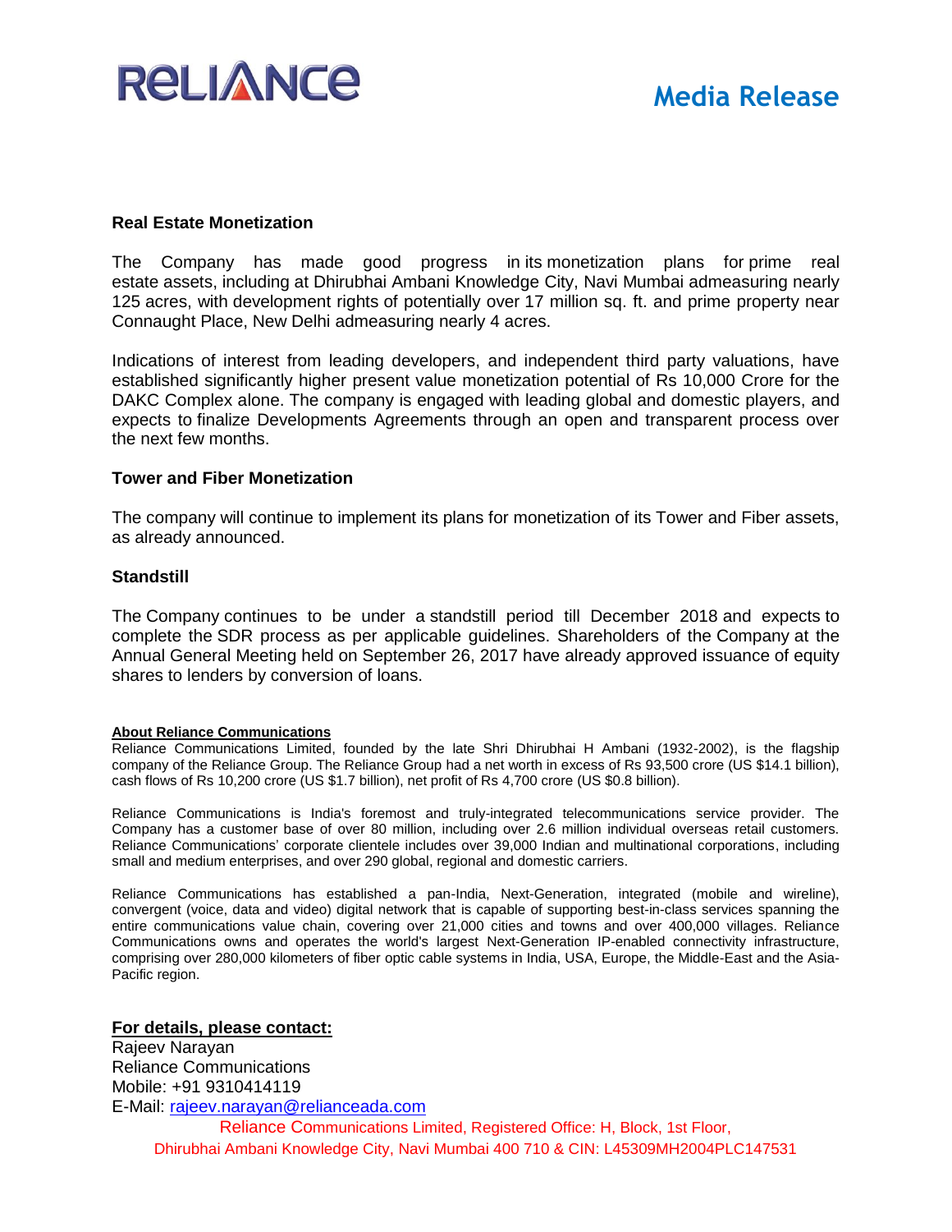**Real Estate Monetization**

The Company has made good progress in its monetization plans for prime real estate assets, including at Dhirubhai Ambani Knowledge City, Navi Mumbai admeasuring nearly 125 acres, with development rights of potentially over 17 million sq. ft. and prime property near Connaught Place, New Delhi admeasuring nearly 4 acres.

Indications of interest from leading developers, and independent third party valuations, have established significantly higher present value monetization potential of Rs 10,000 Crore for the DAKC Complex alone. The company is engaged with leading global and domestic players, and expects to finalize Developments Agreements through an open and transparent process over the next few months.

**Tower and Fiber Monetization**

The company will continue to implement its plans for monetization of its Tower and Fiber assets, as already announced.

**Standstill**

The Company continues to be under a standstill period till December 2018 and expects to complete the SDR process as per applicable guidelines. Shareholders of the Company at the Annual General Meeting held on September 26, 2017 have already approved issuance of equity shares to lenders by conversion of loans.

**About Reliance Communications**

Reliance Communications Limited, founded by the late Shri Dhirubhai H Ambani (1932-2002), is the flagship company of the Reliance Group. The Reliance Group had a net worth in excess of Rs 93,500 crore (US $14.1 billion), cash flows of Rs 10,200 crore (US $1.7 billion), net profit of Rs 4,700 crore (US $0.8 billion).

Reliance Communications is India's foremost and truly-integrated telecommunications service provider. The Company has a customer base of over 80 million, including over 2.6 million individual overseas retail customers. Reliance Communications' corporate clientele includes over 39,000 Indian and multinational corporations, including small and medium enterprises, and over 290 global, regional and domestic carriers.

Reliance Communications has established a pan-India, Next-Generation, integrated (mobile and wireline), convergent (voice, data and video) digital network that is capable of supporting best-in-class services spanning the entire communications value chain, covering over 21,000 cities and towns and over 400,000 villages. Reliance Communications owns and operates the world's largest Next-Generation IP-enabled connectivity infrastructure, comprising over 280,000 kilometers of fiber optic cable systems in India, USA, Europe, the Middle-East and the Asia-Pacific region.

**For details, please contact:**

Rajeev Narayan
Reliance Communications
Mobile: +91 9310414119
E-Mail: rajeev.narayan@relianceada.com

Reliance Communications Limited, Registered Office: H, Block, 1st Floor, Dhirubhai Ambani Knowledge City, Navi Mumbai 400 710 & CIN: L45309MH2004PLC147531